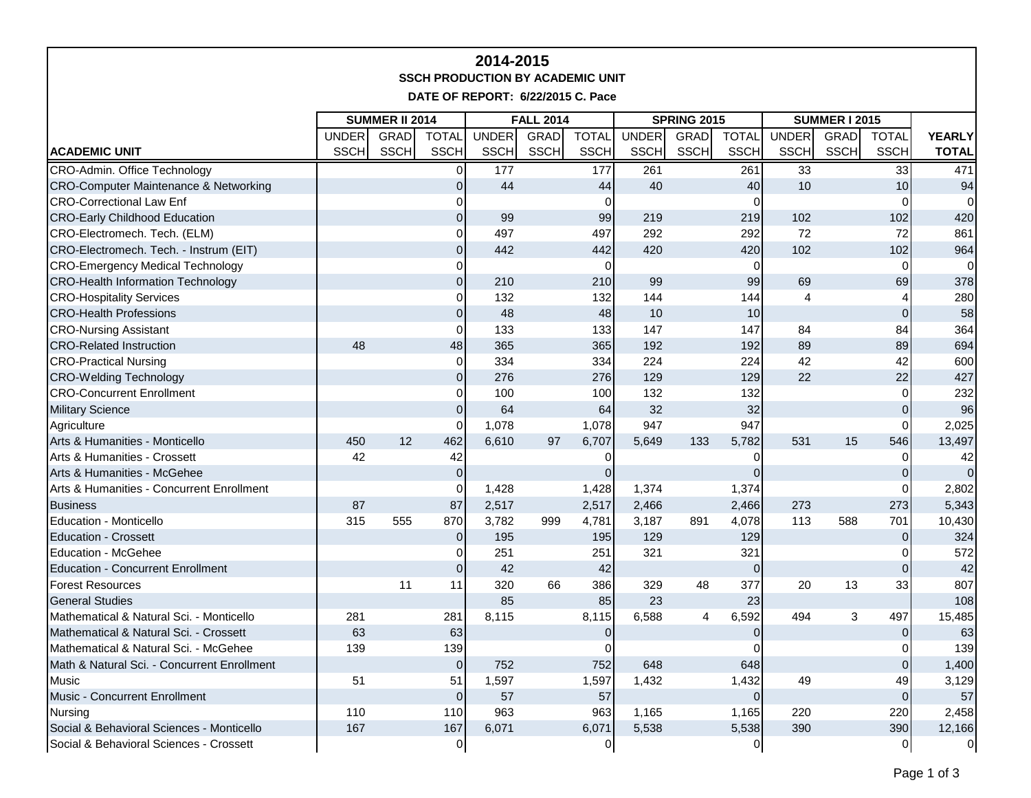# 2014-2015

## SSCH PRODUCTION BY ACADEMIC UNIT

**DATE OF REPORT: 6/22/2015 C. Pace**

| | SUMMER II 2014 | | | FALL 2014 | | | SPRING 2015 | | | SUMMER I 2015 | | | |
|---|---|---|---|---|---|---|---|---|---|---|---|---|---|
| ACADEMIC UNIT | UNDER SSCH | GRAD SSCH | TOTAL SSCH | UNDER SSCH | GRAD SSCH | TOTAL SSCH | UNDER SSCH | GRAD SSCH | TOTAL SSCH | UNDER SSCH | GRAD SSCH | TOTAL SSCH | YEARLY TOTAL |
| CRO-Admin. Office Technology | | | 0 | 177 | | 177 | 261 | | 261 | 33 | | 33 | 471 |
| CRO-Computer Maintenance & Networking | | | 0 | 44 | | 44 | 40 | | 40 | 10 | | 10 | 94 |
| CRO-Correctional Law Enf | | | 0 | | | 0 | | | 0 | | | 0 | 0 |
| CRO-Early Childhood Education | | | 0 | 99 | | 99 | 219 | | 219 | 102 | | 102 | 420 |
| CRO-Electromech. Tech. (ELM) | | | 0 | 497 | | 497 | 292 | | 292 | 72 | | 72 | 861 |
| CRO-Electromech. Tech. - Instrum (EIT) | | | 0 | 442 | | 442 | 420 | | 420 | 102 | | 102 | 964 |
| CRO-Emergency Medical Technology | | | 0 | | | 0 | | | 0 | | | 0 | 0 |
| CRO-Health Information Technology | | | 0 | 210 | | 210 | 99 | | 99 | 69 | | 69 | 378 |
| CRO-Hospitality Services | | | 0 | 132 | | 132 | 144 | | 144 | 4 | | 4 | 280 |
| CRO-Health Professions | | | 0 | 48 | | 48 | 10 | | 10 | | | 0 | 58 |
| CRO-Nursing Assistant | | | 0 | 133 | | 133 | 147 | | 147 | 84 | | 84 | 364 |
| CRO-Related Instruction | 48 | | 48 | 365 | | 365 | 192 | | 192 | 89 | | 89 | 694 |
| CRO-Practical Nursing | | | 0 | 334 | | 334 | 224 | | 224 | 42 | | 42 | 600 |
| CRO-Welding Technology | | | 0 | 276 | | 276 | 129 | | 129 | 22 | | 22 | 427 |
| CRO-Concurrent Enrollment | | | 0 | 100 | | 100 | 132 | | 132 | | | 0 | 232 |
| Military Science | | | 0 | 64 | | 64 | 32 | | 32 | | | 0 | 96 |
| Agriculture | | | 0 | 1,078 | | 1,078 | 947 | | 947 | | | 0 | 2,025 |
| Arts & Humanities - Monticello | 450 | 12 | 462 | 6,610 | 97 | 6,707 | 5,649 | 133 | 5,782 | 531 | 15 | 546 | 13,497 |
| Arts & Humanities - Crossett | 42 | | 42 | | | 0 | | | 0 | | | 0 | 42 |
| Arts & Humanities - McGehee | | | 0 | | | 0 | | | 0 | | | 0 | 0 |
| Arts & Humanities - Concurrent Enrollment | | | 0 | 1,428 | | 1,428 | 1,374 | | 1,374 | | | 0 | 2,802 |
| Business | 87 | | 87 | 2,517 | | 2,517 | 2,466 | | 2,466 | 273 | | 273 | 5,343 |
| Education - Monticello | 315 | 555 | 870 | 3,782 | 999 | 4,781 | 3,187 | 891 | 4,078 | 113 | 588 | 701 | 10,430 |
| Education - Crossett | | | 0 | 195 | | 195 | 129 | | 129 | | | 0 | 324 |
| Education - McGehee | | | 0 | 251 | | 251 | 321 | | 321 | | | 0 | 572 |
| Education - Concurrent Enrollment | | | 0 | 42 | | 42 | | | 0 | | | 0 | 42 |
| Forest Resources | | 11 | 11 | 320 | 66 | 386 | 329 | 48 | 377 | 20 | 13 | 33 | 807 |
| General Studies | | | | 85 | | 85 | 23 | | 23 | | | | 108 |
| Mathematical & Natural Sci. - Monticello | 281 | | 281 | 8,115 | | 8,115 | 6,588 | 4 | 6,592 | 494 | 3 | 497 | 15,485 |
| Mathematical & Natural Sci. - Crossett | 63 | | 63 | | | 0 | | | 0 | | | 0 | 63 |
| Mathematical & Natural Sci. - McGehee | 139 | | 139 | | | 0 | | | 0 | | | 0 | 139 |
| Math & Natural Sci. - Concurrent Enrollment | | | 0 | 752 | | 752 | 648 | | 648 | | | 0 | 1,400 |
| Music | 51 | | 51 | 1,597 | | 1,597 | 1,432 | | 1,432 | 49 | | 49 | 3,129 |
| Music - Concurrent Enrollment | | | 0 | 57 | | 57 | | | 0 | | | 0 | 57 |
| Nursing | 110 | | 110 | 963 | | 963 | 1,165 | | 1,165 | 220 | | 220 | 2,458 |
| Social & Behavioral Sciences - Monticello | 167 | | 167 | 6,071 | | 6,071 | 5,538 | | 5,538 | 390 | | 390 | 12,166 |
| Social & Behavioral Sciences - Crossett | | | 0 | | | 0 | | | 0 | | | 0 | 0 |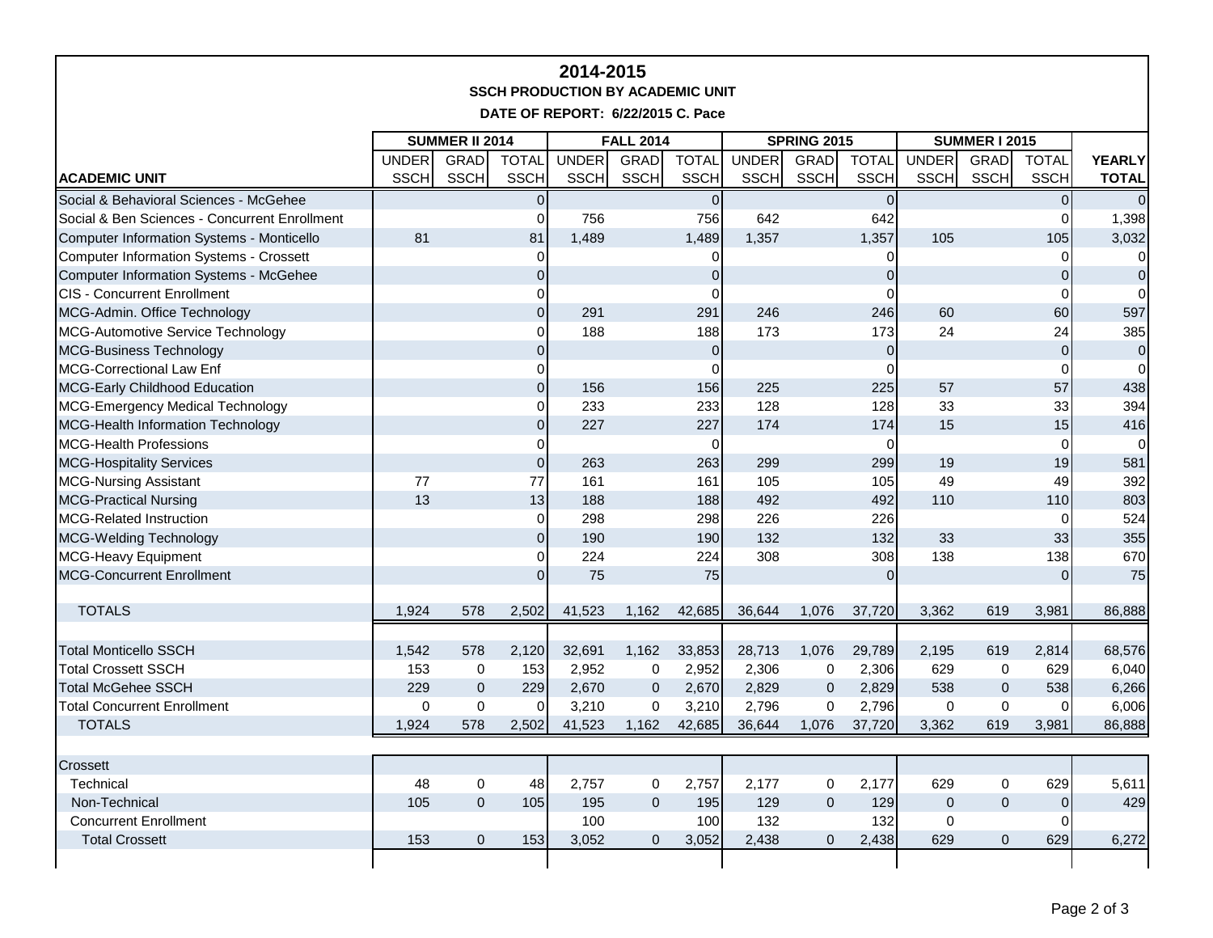# 2014-2015

**SSCH PRODUCTION BY ACADEMIC UNIT**

**DATE OF REPORT: 6/22/2015 C. Pace**

| | SUMMER II 2014 | | | FALL 2014 | | | SPRING 2015 | | | SUMMER I 2015 | | | |
|---|---|---|---|---|---|---|---|---|---|---|---|---|---|
| **ACADEMIC UNIT** | UNDER SSCH | GRAD SSCH | TOTAL SSCH | UNDER SSCH | GRAD SSCH | TOTAL SSCH | UNDER SSCH | GRAD SSCH | TOTAL SSCH | UNDER SSCH | GRAD SSCH | TOTAL SSCH | **YEARLY TOTAL** |
| Social & Behavioral Sciences - McGehee | | | 0 | | | 0 | | | 0 | | | 0 | 0 |
| Social & Ben Sciences - Concurrent Enrollment | | | 0 | 756 | | 756 | 642 | | 642 | | | 0 | 1,398 |
| Computer Information Systems - Monticello | 81 | | 81 | 1,489 | | 1,489 | 1,357 | | 1,357 | 105 | | 105 | 3,032 |
| Computer Information Systems - Crossett | | | 0 | | | 0 | | | 0 | | | 0 | 0 |
| Computer Information Systems - McGehee | | | 0 | | | 0 | | | 0 | | | 0 | 0 |
| CIS - Concurrent Enrollment | | | 0 | | | 0 | | | 0 | | | 0 | 0 |
| MCG-Admin. Office Technology | | | 0 | 291 | | 291 | 246 | | 246 | 60 | | 60 | 597 |
| MCG-Automotive Service Technology | | | 0 | 188 | | 188 | 173 | | 173 | 24 | | 24 | 385 |
| MCG-Business Technology | | | 0 | | | 0 | | | 0 | | | 0 | 0 |
| MCG-Correctional Law Enf | | | 0 | | | 0 | | | 0 | | | 0 | 0 |
| MCG-Early Childhood Education | | | 0 | 156 | | 156 | 225 | | 225 | 57 | | 57 | 438 |
| MCG-Emergency Medical Technology | | | 0 | 233 | | 233 | 128 | | 128 | 33 | | 33 | 394 |
| MCG-Health Information Technology | | | 0 | 227 | | 227 | 174 | | 174 | 15 | | 15 | 416 |
| MCG-Health Professions | | | 0 | | | 0 | | | 0 | | | 0 | 0 |
| MCG-Hospitality Services | | | 0 | 263 | | 263 | 299 | | 299 | 19 | | 19 | 581 |
| MCG-Nursing Assistant | 77 | | 77 | 161 | | 161 | 105 | | 105 | 49 | | 49 | 392 |
| MCG-Practical Nursing | 13 | | 13 | 188 | | 188 | 492 | | 492 | 110 | | 110 | 803 |
| MCG-Related Instruction | | | 0 | 298 | | 298 | 226 | | 226 | | | 0 | 524 |
| MCG-Welding Technology | | | 0 | 190 | | 190 | 132 | | 132 | 33 | | 33 | 355 |
| MCG-Heavy Equipment | | | 0 | 224 | | 224 | 308 | | 308 | 138 | | 138 | 670 |
| MCG-Concurrent Enrollment | | | 0 | 75 | | 75 | | | 0 | | | 0 | 75 |
| TOTALS | 1,924 | 578 | 2,502 | 41,523 | 1,162 | 42,685 | 36,644 | 1,076 | 37,720 | 3,362 | 619 | 3,981 | 86,888 |
| Total Monticello SSCH | 1,542 | 578 | 2,120 | 32,691 | 1,162 | 33,853 | 28,713 | 1,076 | 29,789 | 2,195 | 619 | 2,814 | 68,576 |
| Total Crossett SSCH | 153 | 0 | 153 | 2,952 | 0 | 2,952 | 2,306 | 0 | 2,306 | 629 | 0 | 629 | 6,040 |
| Total McGehee SSCH | 229 | 0 | 229 | 2,670 | 0 | 2,670 | 2,829 | 0 | 2,829 | 538 | 0 | 538 | 6,266 |
| Total Concurrent Enrollment | 0 | 0 | 0 | 3,210 | 0 | 3,210 | 2,796 | 0 | 2,796 | 0 | 0 | 0 | 6,006 |
| TOTALS | 1,924 | 578 | 2,502 | 41,523 | 1,162 | 42,685 | 36,644 | 1,076 | 37,720 | 3,362 | 619 | 3,981 | 86,888 |
| Crossett | | | | | | | | | | | | | |
| Technical | 48 | 0 | 48 | 2,757 | 0 | 2,757 | 2,177 | 0 | 2,177 | 629 | 0 | 629 | 5,611 |
| Non-Technical | 105 | 0 | 105 | 195 | 0 | 195 | 129 | 0 | 129 | 0 | 0 | 0 | 429 |
| Concurrent Enrollment | | | | 100 | | 100 | 132 | | 132 | 0 | | 0 | |
| Total Crossett | 153 | 0 | 153 | 3,052 | 0 | 3,052 | 2,438 | 0 | 2,438 | 629 | 0 | 629 | 6,272 |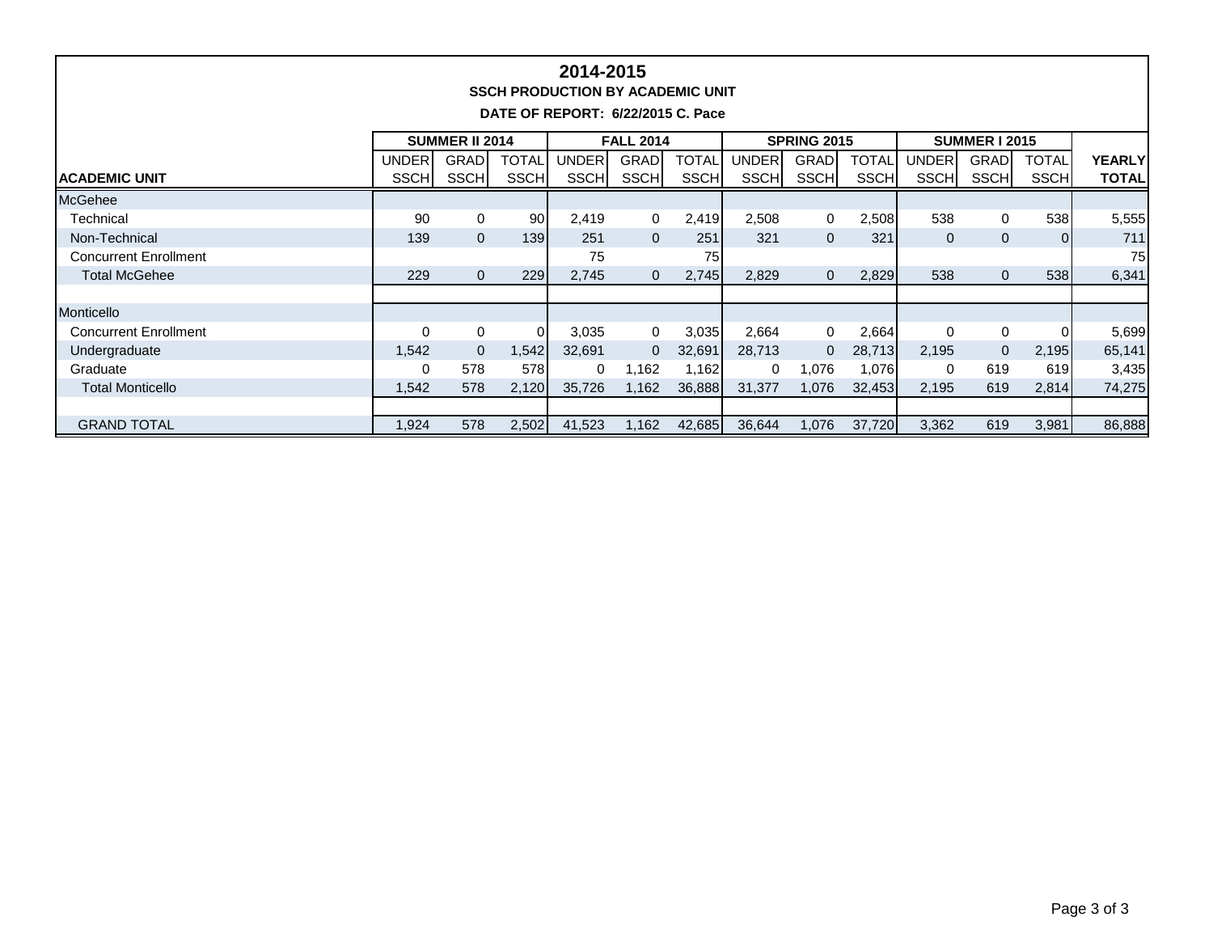# 2014-2015

## SSCH PRODUCTION BY ACADEMIC UNIT

**DATE OF REPORT: 6/22/2015 C. Pace**

| | SUMMER II 2014 | | | FALL 2014 | | | SPRING 2015 | | | SUMMER I 2015 | | | |
|---|---|---|---|---|---|---|---|---|---|---|---|---|---|
| **ACADEMIC UNIT** | UNDER SSCH | GRAD SSCH | TOTAL SSCH | UNDER SSCH | GRAD SSCH | TOTAL SSCH | UNDER SSCH | GRAD SSCH | TOTAL SSCH | UNDER SSCH | GRAD SSCH | TOTAL SSCH | **YEARLY TOTAL** |
| McGehee | | | | | | | | | | | | | |
| Technical | 90 | 0 | 90 | 2,419 | 0 | 2,419 | 2,508 | 0 | 2,508 | 538 | 0 | 538 | 5,555 |
| Non-Technical | 139 | 0 | 139 | 251 | 0 | 251 | 321 | 0 | 321 | 0 | 0 | 0 | 711 |
| Concurrent Enrollment | | | | 75 | | 75 | | | | | | | 75 |
| Total McGehee | 229 | 0 | 229 | 2,745 | 0 | 2,745 | 2,829 | 0 | 2,829 | 538 | 0 | 538 | 6,341 |
| | | | | | | | | | | | | | |
| Monticello | | | | | | | | | | | | | |
| Concurrent Enrollment | 0 | 0 | 0 | 3,035 | 0 | 3,035 | 2,664 | 0 | 2,664 | 0 | 0 | 0 | 5,699 |
| Undergraduate | 1,542 | 0 | 1,542 | 32,691 | 0 | 32,691 | 28,713 | 0 | 28,713 | 2,195 | 0 | 2,195 | 65,141 |
| Graduate | 0 | 578 | 578 | 0 | 1,162 | 1,162 | 0 | 1,076 | 1,076 | 0 | 619 | 619 | 3,435 |
| Total Monticello | 1,542 | 578 | 2,120 | 35,726 | 1,162 | 36,888 | 31,377 | 1,076 | 32,453 | 2,195 | 619 | 2,814 | 74,275 |
| | | | | | | | | | | | | | |
| GRAND TOTAL | 1,924 | 578 | 2,502 | 41,523 | 1,162 | 42,685 | 36,644 | 1,076 | 37,720 | 3,362 | 619 | 3,981 | 86,888 |